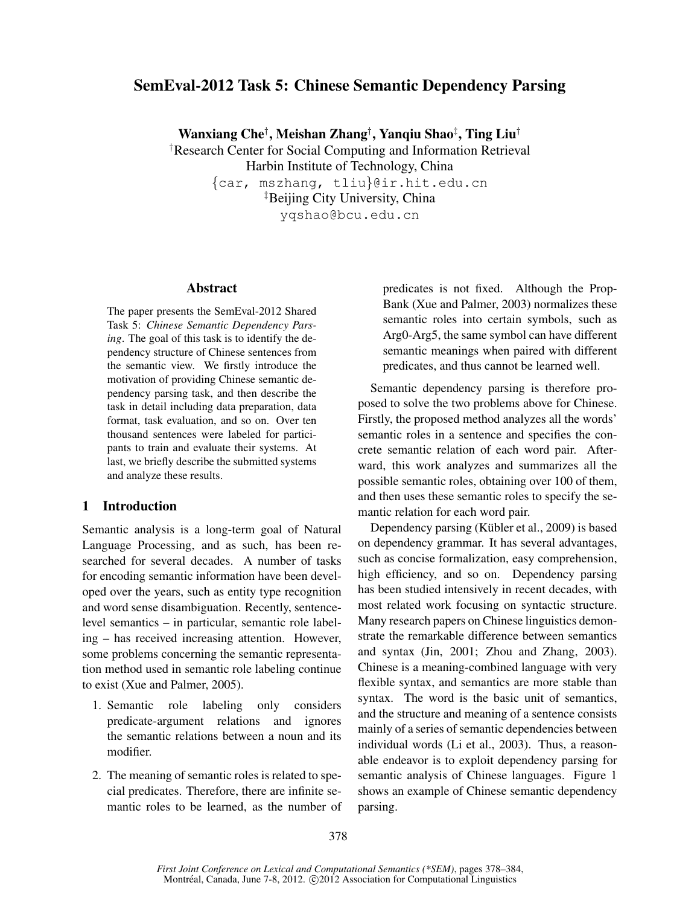# SemEval-2012 Task 5: Chinese Semantic Dependency Parsing

**Wanxiang Che**[†], **Meishan Zhang**[†], **Yanqiu Shao**[‡], **Ting Liu**[†]

[†]Research Center for Social Computing and Information Retrieval
Harbin Institute of Technology, China
{car, mszhang, tliu}@ir.hit.edu.cn
[‡]Beijing City University, China
yqshao@bcu.edu.cn

## Abstract

The paper presents the SemEval-2012 Shared Task 5: *Chinese Semantic Dependency Parsing*. The goal of this task is to identify the dependency structure of Chinese sentences from the semantic view. We firstly introduce the motivation of providing Chinese semantic dependency parsing task, and then describe the task in detail including data preparation, data format, task evaluation, and so on. Over ten thousand sentences were labeled for participants to train and evaluate their systems. At last, we briefly describe the submitted systems and analyze these results.

## 1 Introduction

Semantic analysis is a long-term goal of Natural Language Processing, and as such, has been researched for several decades. A number of tasks for encoding semantic information have been developed over the years, such as entity type recognition and word sense disambiguation. Recently, sentence-level semantics – in particular, semantic role labeling – has received increasing attention. However, some problems concerning the semantic representation method used in semantic role labeling continue to exist (Xue and Palmer, 2005).

1. Semantic role labeling only considers predicate-argument relations and ignores the semantic relations between a noun and its modifier.
2. The meaning of semantic roles is related to special predicates. Therefore, there are infinite semantic roles to be learned, as the number of predicates is not fixed. Although the PropBank (Xue and Palmer, 2003) normalizes these semantic roles into certain symbols, such as Arg0-Arg5, the same symbol can have different semantic meanings when paired with different predicates, and thus cannot be learned well.

Semantic dependency parsing is therefore proposed to solve the two problems above for Chinese. Firstly, the proposed method analyzes all the words' semantic roles in a sentence and specifies the concrete semantic relation of each word pair. Afterward, this work analyzes and summarizes all the possible semantic roles, obtaining over 100 of them, and then uses these semantic roles to specify the semantic relation for each word pair.

Dependency parsing (Kübler et al., 2009) is based on dependency grammar. It has several advantages, such as concise formalization, easy comprehension, high efficiency, and so on. Dependency parsing has been studied intensively in recent decades, with most related work focusing on syntactic structure. Many research papers on Chinese linguistics demonstrate the remarkable difference between semantics and syntax (Jin, 2001; Zhou and Zhang, 2003). Chinese is a meaning-combined language with very flexible syntax, and semantics are more stable than syntax. The word is the basic unit of semantics, and the structure and meaning of a sentence consists mainly of a series of semantic dependencies between individual words (Li et al., 2003). Thus, a reasonable endeavor is to exploit dependency parsing for semantic analysis of Chinese languages. Figure 1 shows an example of Chinese semantic dependency parsing.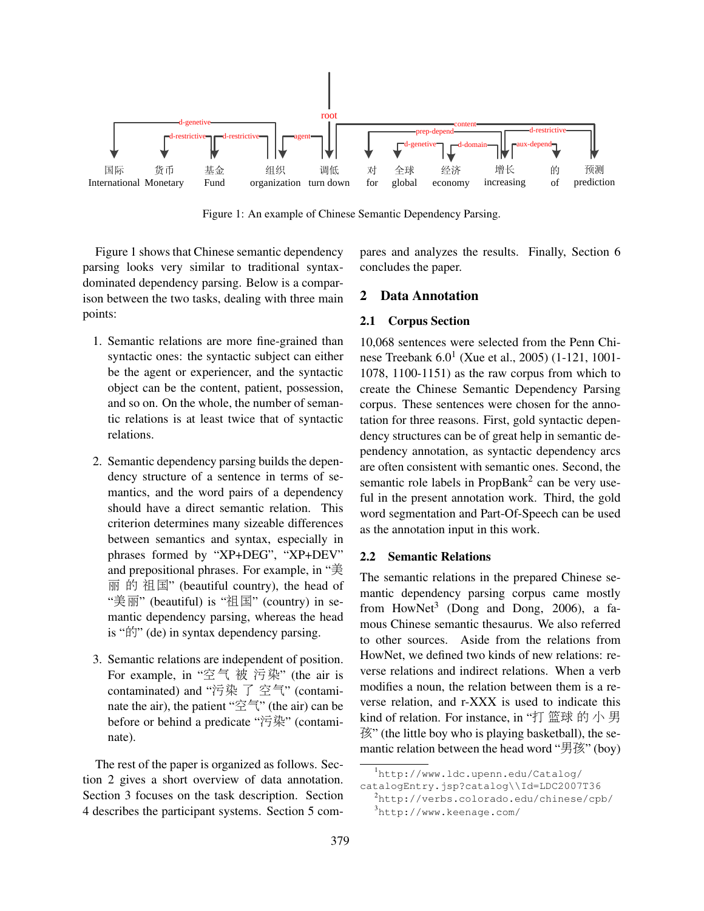Figure 1: An example of Chinese Semantic Dependency Parsing.

Figure 1 shows that Chinese semantic dependency parsing looks very similar to traditional syntax-dominated dependency parsing. Below is a comparison between the two tasks, dealing with three main points:

1. Semantic relations are more fine-grained than syntactic ones: the syntactic subject can either be the agent or experiencer, and the syntactic object can be the content, patient, possession, and so on. On the whole, the number of semantic relations is at least twice that of syntactic relations.

2. Semantic dependency parsing builds the dependency structure of a sentence in terms of semantics, and the word pairs of a dependency should have a direct semantic relation. This criterion determines many sizeable differences between semantics and syntax, especially in phrases formed by "XP+DEG", "XP+DEV" and prepositional phrases. For example, in "美丽 的 祖国" (beautiful country), the head of "美丽" (beautiful) is "祖国" (country) in semantic dependency parsing, whereas the head is "的" (de) in syntax dependency parsing.

3. Semantic relations are independent of position. For example, in "空气 被 污染" (the air is contaminated) and "污染 了 空气" (contaminate the air), the patient "空气" (the air) can be before or behind a predicate "污染" (contaminate).

The rest of the paper is organized as follows. Section 2 gives a short overview of data annotation. Section 3 focuses on the task description. Section 4 describes the participant systems. Section 5 compares and analyzes the results. Finally, Section 6 concludes the paper.

## 2 Data Annotation

### 2.1 Corpus Section

10,068 sentences were selected from the Penn Chinese Treebank 6.0[1] (Xue et al., 2005) (1-121, 1001-1078, 1100-1151) as the raw corpus from which to create the Chinese Semantic Dependency Parsing corpus. These sentences were chosen for the annotation for three reasons. First, gold syntactic dependency structures can be of great help in semantic dependency annotation, as syntactic dependency arcs are often consistent with semantic ones. Second, the semantic role labels in PropBank[2] can be very useful in the present annotation work. Third, the gold word segmentation and Part-Of-Speech can be used as the annotation input in this work.

### 2.2 Semantic Relations

The semantic relations in the prepared Chinese semantic dependency parsing corpus came mostly from HowNet[3] (Dong and Dong, 2006), a famous Chinese semantic thesaurus. We also referred to other sources. Aside from the relations from HowNet, we defined two kinds of new relations: reverse relations and indirect relations. When a verb modifies a noun, the relation between them is a reverse relation, and r-XXX is used to indicate this kind of relation. For instance, in "打 篮球 的 小 男孩" (the little boy who is playing basketball), the semantic relation between the head word "男孩" (boy)

[1] http://www.ldc.upenn.edu/Catalog/catalogEntry.jsp?catalog\\Id=LDC2007T36

[2] http://verbs.colorado.edu/chinese/cpb/

[3] http://www.keenage.com/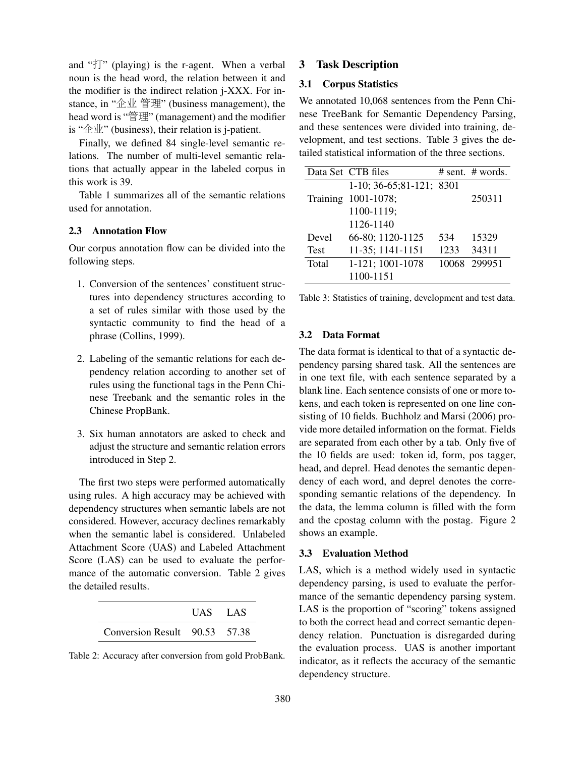and "打" (playing) is the r-agent. When a verbal noun is the head word, the relation between it and the modifier is the indirect relation j-XXX. For instance, in "企业 管理" (business management), the head word is "管理" (management) and the modifier is "企业" (business), their relation is j-patient.

Finally, we defined 84 single-level semantic relations. The number of multi-level semantic relations that actually appear in the labeled corpus in this work is 39.

Table 1 summarizes all of the semantic relations used for annotation.

### 2.3 Annotation Flow

Our corpus annotation flow can be divided into the following steps.

1. Conversion of the sentences' constituent structures into dependency structures according to a set of rules similar with those used by the syntactic community to find the head of a phrase (Collins, 1999).

2. Labeling of the semantic relations for each dependency relation according to another set of rules using the functional tags in the Penn Chinese Treebank and the semantic roles in the Chinese PropBank.

3. Six human annotators are asked to check and adjust the structure and semantic relation errors introduced in Step 2.

The first two steps were performed automatically using rules. A high accuracy may be achieved with dependency structures when semantic labels are not considered. However, accuracy declines remarkably when the semantic label is considered. Unlabeled Attachment Score (UAS) and Labeled Attachment Score (LAS) can be used to evaluate the performance of the automatic conversion. Table 2 gives the detailed results.

| | UAS | LAS |
|---|---|---|
| Conversion Result | 90.53 | 57.38 |

Table 2: Accuracy after conversion from gold ProbBank.

## 3 Task Description

### 3.1 Corpus Statistics

We annotated 10,068 sentences from the Penn Chinese TreeBank for Semantic Dependency Parsing, and these sentences were divided into training, development, and test sections. Table 3 gives the detailed statistical information of the three sections.

| Data Set | CTB files | # sent. | # words. |
|---|---|---|---|
| Training | 1-10; 36-65;81-121; 1001-1078; 1100-1119; 1126-1140 | 8301 | 250311 |
| Devel | 66-80; 1120-1125 | 534 | 15329 |
| Test | 11-35; 1141-1151 | 1233 | 34311 |
| Total | 1-121; 1001-1078 1100-1151 | 10068 | 299951 |

Table 3: Statistics of training, development and test data.

### 3.2 Data Format

The data format is identical to that of a syntactic dependency parsing shared task. All the sentences are in one text file, with each sentence separated by a blank line. Each sentence consists of one or more tokens, and each token is represented on one line consisting of 10 fields. Buchholz and Marsi (2006) provide more detailed information on the format. Fields are separated from each other by a tab. Only five of the 10 fields are used: token id, form, pos tagger, head, and deprel. Head denotes the semantic dependency of each word, and deprel denotes the corresponding semantic relations of the dependency. In the data, the lemma column is filled with the form and the cpostag column with the postag. Figure 2 shows an example.

### 3.3 Evaluation Method

LAS, which is a method widely used in syntactic dependency parsing, is used to evaluate the performance of the semantic dependency parsing system. LAS is the proportion of "scoring" tokens assigned to both the correct head and correct semantic dependency relation. Punctuation is disregarded during the evaluation process. UAS is another important indicator, as it reflects the accuracy of the semantic dependency structure.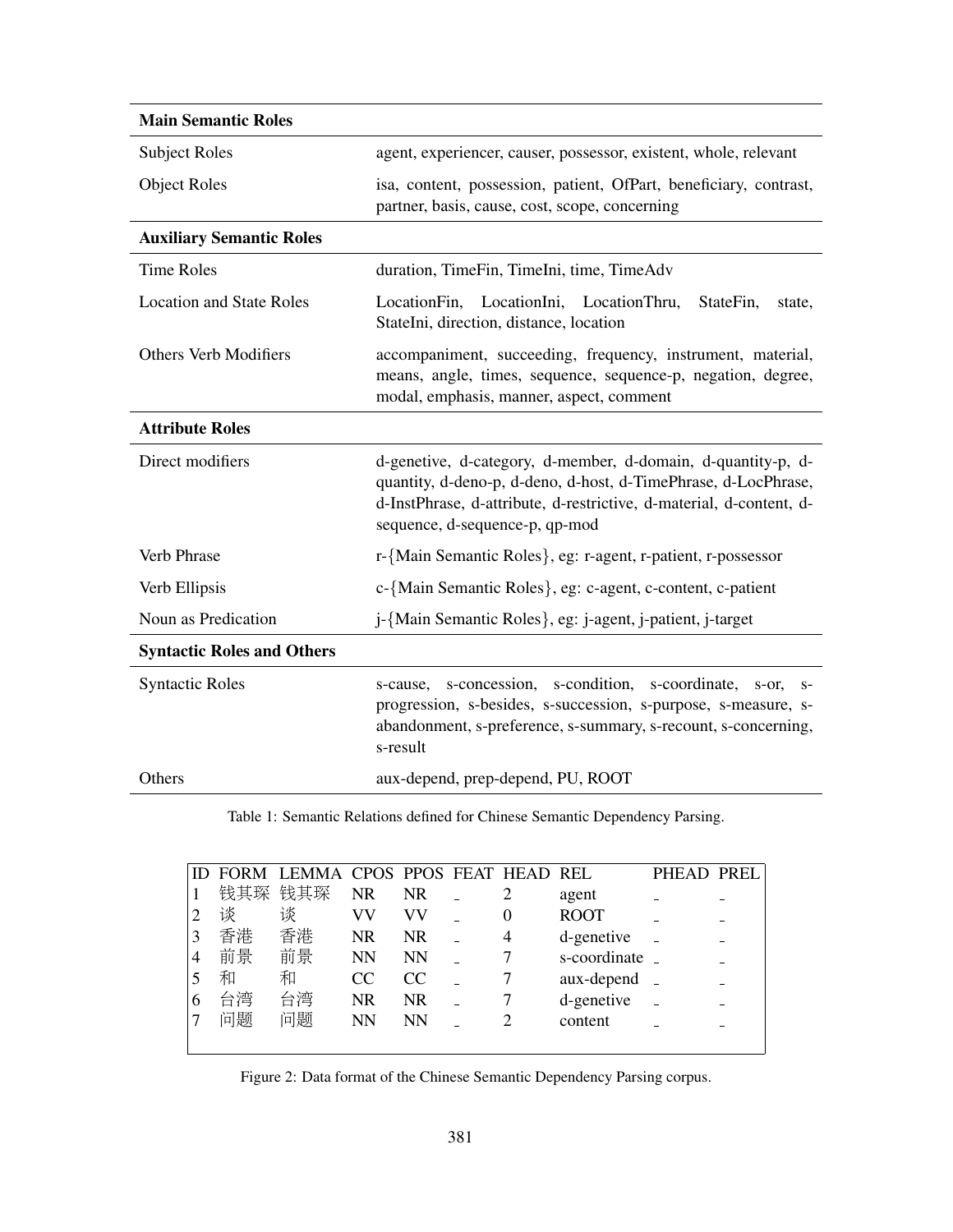| **Main Semantic Roles** | |
|---|---|
| Subject Roles | agent, experiencer, causer, possessor, existent, whole, relevant |
| Object Roles | isa, content, possession, patient, OfPart, beneficiary, contrast, partner, basis, cause, cost, scope, concerning |
| **Auxiliary Semantic Roles** | |
| Time Roles | duration, TimeFin, TimeIni, time, TimeAdv |
| Location and State Roles | LocationFin, LocationIni, LocationThru, StateFin, state, StateIni, direction, distance, location |
| Others Verb Modifiers | accompaniment, succeeding, frequency, instrument, material, means, angle, times, sequence, sequence-p, negation, degree, modal, emphasis, manner, aspect, comment |
| **Attribute Roles** | |
| Direct modifiers | d-genetive, d-category, d-member, d-domain, d-quantity-p, d-quantity, d-deno-p, d-deno, d-host, d-TimePhrase, d-LocPhrase, d-InstPhrase, d-attribute, d-restrictive, d-material, d-content, d-sequence, d-sequence-p, qp-mod |
| Verb Phrase | r-{Main Semantic Roles}, eg: r-agent, r-patient, r-possessor |
| Verb Ellipsis | c-{Main Semantic Roles}, eg: c-agent, c-content, c-patient |
| Noun as Predication | j-{Main Semantic Roles}, eg: j-agent, j-patient, j-target |
| **Syntactic Roles and Others** | |
| Syntactic Roles | s-cause, s-concession, s-condition, s-coordinate, s-or, s-progression, s-besides, s-succession, s-purpose, s-measure, s-abandonment, s-preference, s-summary, s-recount, s-concerning, s-result |
| Others | aux-depend, prep-depend, PU, ROOT |

Table 1: Semantic Relations defined for Chinese Semantic Dependency Parsing.

| ID | FORM | LEMMA | CPOS | PPOS | FEAT | HEAD | REL | PHEAD | PREL |
|---|---|---|---|---|---|---|---|---|---|
| 1 | 钱其琛 | 钱其琛 | NR | NR | _ | 2 | agent | _ | _ |
| 2 | 谈 | 谈 | VV | VV | _ | 0 | ROOT | _ | _ |
| 3 | 香港 | 香港 | NR | NR | _ | 4 | d-genetive | _ | _ |
| 4 | 前景 | 前景 | NN | NN | _ | 7 | s-coordinate | _ | _ |
| 5 | 和 | 和 | CC | CC | _ | 7 | aux-depend | _ | _ |
| 6 | 台湾 | 台湾 | NR | NR | _ | 7 | d-genetive | _ | _ |
| 7 | 问题 | 问题 | NN | NN | _ | 2 | content | _ | _ |

Figure 2: Data format of the Chinese Semantic Dependency Parsing corpus.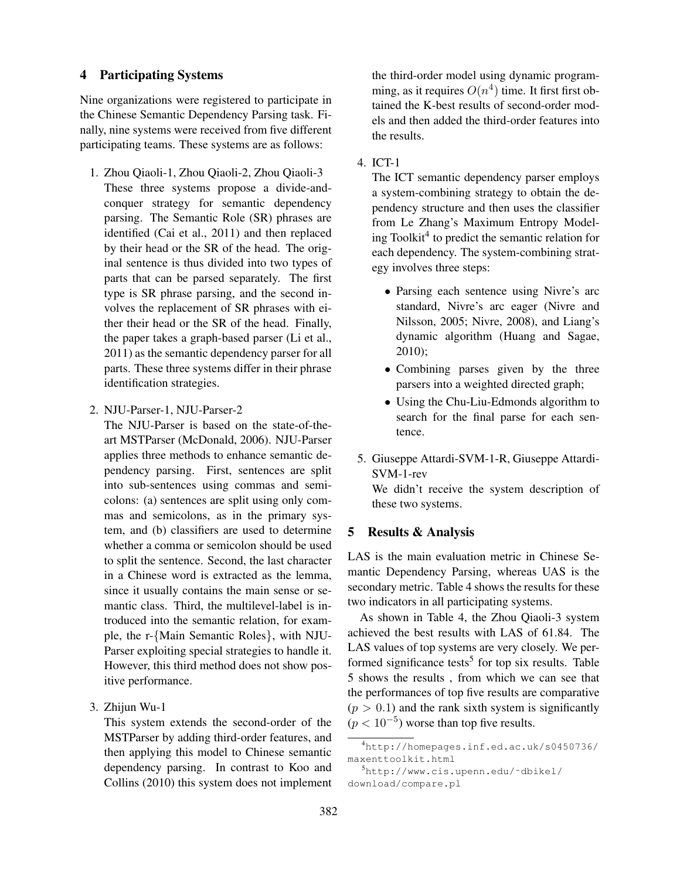## 4 Participating Systems

Nine organizations were registered to participate in the Chinese Semantic Dependency Parsing task. Finally, nine systems were received from five different participating teams. These systems are as follows:

1. Zhou Qiaoli-1, Zhou Qiaoli-2, Zhou Qiaoli-3
   These three systems propose a divide-and-conquer strategy for semantic dependency parsing. The Semantic Role (SR) phrases are identified (Cai et al., 2011) and then replaced by their head or the SR of the head. The original sentence is thus divided into two types of parts that can be parsed separately. The first type is SR phrase parsing, and the second involves the replacement of SR phrases with either their head or the SR of the head. Finally, the paper takes a graph-based parser (Li et al., 2011) as the semantic dependency parser for all parts. These three systems differ in their phrase identification strategies.

2. NJU-Parser-1, NJU-Parser-2
   The NJU-Parser is based on the state-of-the-art MSTParser (McDonald, 2006). NJU-Parser applies three methods to enhance semantic dependency parsing. First, sentences are split into sub-sentences using commas and semicolons: (a) sentences are split using only commas and semicolons, as in the primary system, and (b) classifiers are used to determine whether a comma or semicolon should be used to split the sentence. Second, the last character in a Chinese word is extracted as the lemma, since it usually contains the main sense or semantic class. Third, the multilevel-label is introduced into the semantic relation, for example, the r-{Main Semantic Roles}, with NJU-Parser exploiting special strategies to handle it. However, this third method does not show positive performance.

3. Zhijun Wu-1
   This system extends the second-order of the MSTParser by adding third-order features, and then applying this model to Chinese semantic dependency parsing. In contrast to Koo and Collins (2010) this system does not implement the third-order model using dynamic programming, as it requires $O(n^4)$ time. It first first obtained the K-best results of second-order models and then added the third-order features into the results.

4. ICT-1
   The ICT semantic dependency parser employs a system-combining strategy to obtain the dependency structure and then uses the classifier from Le Zhang's Maximum Entropy Modeling Toolkit[4] to predict the semantic relation for each dependency. The system-combining strategy involves three steps:

   - Parsing each sentence using Nivre's arc standard, Nivre's arc eager (Nivre and Nilsson, 2005; Nivre, 2008), and Liang's dynamic algorithm (Huang and Sagae, 2010);
   - Combining parses given by the three parsers into a weighted directed graph;
   - Using the Chu-Liu-Edmonds algorithm to search for the final parse for each sentence.

5. Giuseppe Attardi-SVM-1-R, Giuseppe Attardi-SVM-1-rev
   We didn't receive the system description of these two systems.

## 5 Results & Analysis

LAS is the main evaluation metric in Chinese Semantic Dependency Parsing, whereas UAS is the secondary metric. Table 4 shows the results for these two indicators in all participating systems.

As shown in Table 4, the Zhou Qiaoli-3 system achieved the best results with LAS of 61.84. The LAS values of top systems are very closely. We performed significance tests[5] for top six results. Table 5 shows the results , from which we can see that the performances of top five results are comparative ($p > 0.1$) and the rank sixth system is significantly ($p < 10^{-5}$) worse than top five results.

---

[4] http://homepages.inf.ed.ac.uk/s0450736/maxenttoolkit.html

[5] http://www.cis.upenn.edu/˜dbikel/download/compare.pl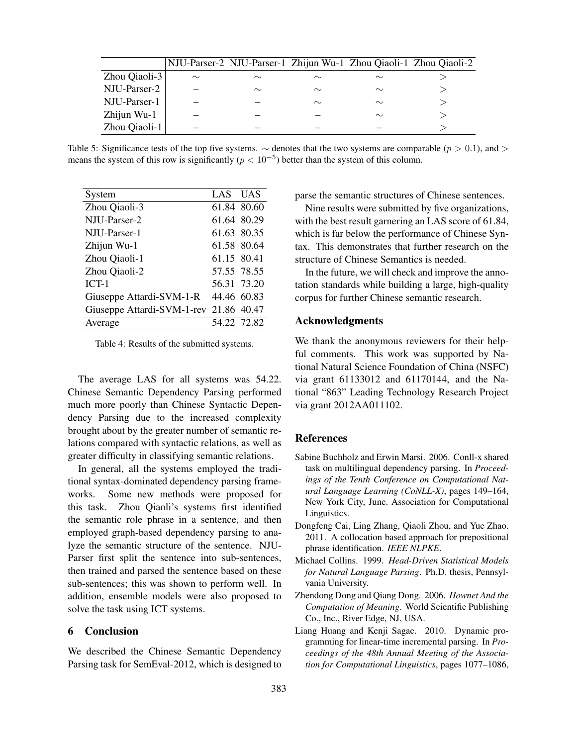|  | NJU-Parser-2 | NJU-Parser-1 | Zhijun Wu-1 | Zhou Qiaoli-1 | Zhou Qiaoli-2 |
|---|---|---|---|---|---|
| Zhou Qiaoli-3 | $\sim$ | $\sim$ | $\sim$ | $\sim$ | $>$ |
| NJU-Parser-2 | – | $\sim$ | $\sim$ | $\sim$ | $>$ |
| NJU-Parser-1 | – | – | $\sim$ | $\sim$ | $>$ |
| Zhijun Wu-1 | – | – | – | $\sim$ | $>$ |
| Zhou Qiaoli-1 | – | – | – | – | $>$ |

Table 5: Significance tests of the top five systems. $\sim$ denotes that the two systems are comparable ($p > 0.1$), and $>$ means the system of this row is significantly ($p < 10^{-5}$) better than the system of this column.

| System | LAS | UAS |
|---|---|---|
| Zhou Qiaoli-3 | 61.84 | 80.60 |
| NJU-Parser-2 | 61.64 | 80.29 |
| NJU-Parser-1 | 61.63 | 80.35 |
| Zhijun Wu-1 | 61.58 | 80.64 |
| Zhou Qiaoli-1 | 61.15 | 80.41 |
| Zhou Qiaoli-2 | 57.55 | 78.55 |
| ICT-1 | 56.31 | 73.20 |
| Giuseppe Attardi-SVM-1-R | 44.46 | 60.83 |
| Giuseppe Attardi-SVM-1-rev | 21.86 | 40.47 |
| Average | 54.22 | 72.82 |

Table 4: Results of the submitted systems.

The average LAS for all systems was 54.22. Chinese Semantic Dependency Parsing performed much more poorly than Chinese Syntactic Dependency Parsing due to the increased complexity brought about by the greater number of semantic relations compared with syntactic relations, as well as greater difficulty in classifying semantic relations.

In general, all the systems employed the traditional syntax-dominated dependency parsing frameworks. Some new methods were proposed for this task. Zhou Qiaoli's systems first identified the semantic role phrase in a sentence, and then employed graph-based dependency parsing to analyze the semantic structure of the sentence. NJU-Parser first split the sentence into sub-sentences, then trained and parsed the sentence based on these sub-sentences; this was shown to perform well. In addition, ensemble models were also proposed to solve the task using ICT systems.

## 6 Conclusion

We described the Chinese Semantic Dependency Parsing task for SemEval-2012, which is designed to parse the semantic structures of Chinese sentences.

Nine results were submitted by five organizations, with the best result garnering an LAS score of 61.84, which is far below the performance of Chinese Syntax. This demonstrates that further research on the structure of Chinese Semantics is needed.

In the future, we will check and improve the annotation standards while building a large, high-quality corpus for further Chinese semantic research.

## Acknowledgments

We thank the anonymous reviewers for their helpful comments. This work was supported by National Natural Science Foundation of China (NSFC) via grant 61133012 and 61170144, and the National "863" Leading Technology Research Project via grant 2012AA011102.

## References

Sabine Buchholz and Erwin Marsi. 2006. Conll-x shared task on multilingual dependency parsing. In *Proceedings of the Tenth Conference on Computational Natural Language Learning (CoNLL-X)*, pages 149–164, New York City, June. Association for Computational Linguistics.

Dongfeng Cai, Ling Zhang, Qiaoli Zhou, and Yue Zhao. 2011. A collocation based approach for prepositional phrase identification. *IEEE NLPKE*.

Michael Collins. 1999. *Head-Driven Statistical Models for Natural Language Parsing*. Ph.D. thesis, Pennsylvania University.

Zhendong Dong and Qiang Dong. 2006. *Hownet And the Computation of Meaning*. World Scientific Publishing Co., Inc., River Edge, NJ, USA.

Liang Huang and Kenji Sagae. 2010. Dynamic programming for linear-time incremental parsing. In *Proceedings of the 48th Annual Meeting of the Association for Computational Linguistics*, pages 1077–1086,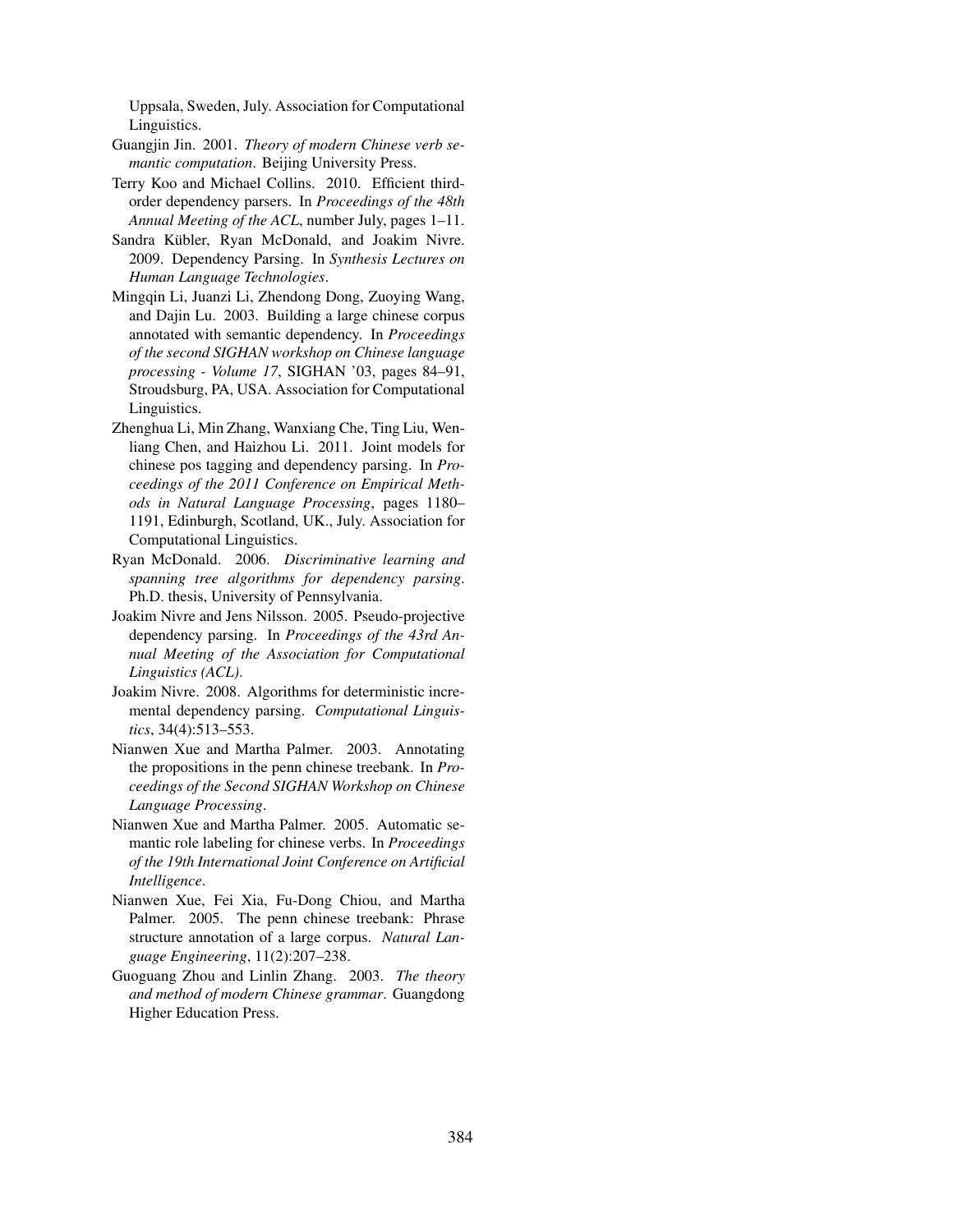Uppsala, Sweden, July. Association for Computational Linguistics.

Guangjin Jin. 2001. *Theory of modern Chinese verb semantic computation*. Beijing University Press.

Terry Koo and Michael Collins. 2010. Efficient third-order dependency parsers. In *Proceedings of the 48th Annual Meeting of the ACL*, number July, pages 1–11.

Sandra Kübler, Ryan McDonald, and Joakim Nivre. 2009. Dependency Parsing. In *Synthesis Lectures on Human Language Technologies*.

Mingqin Li, Juanzi Li, Zhendong Dong, Zuoying Wang, and Dajin Lu. 2003. Building a large chinese corpus annotated with semantic dependency. In *Proceedings of the second SIGHAN workshop on Chinese language processing - Volume 17*, SIGHAN '03, pages 84–91, Stroudsburg, PA, USA. Association for Computational Linguistics.

Zhenghua Li, Min Zhang, Wanxiang Che, Ting Liu, Wenliang Chen, and Haizhou Li. 2011. Joint models for chinese pos tagging and dependency parsing. In *Proceedings of the 2011 Conference on Empirical Methods in Natural Language Processing*, pages 1180–1191, Edinburgh, Scotland, UK., July. Association for Computational Linguistics.

Ryan McDonald. 2006. *Discriminative learning and spanning tree algorithms for dependency parsing*. Ph.D. thesis, University of Pennsylvania.

Joakim Nivre and Jens Nilsson. 2005. Pseudo-projective dependency parsing. In *Proceedings of the 43rd Annual Meeting of the Association for Computational Linguistics (ACL)*.

Joakim Nivre. 2008. Algorithms for deterministic incremental dependency parsing. *Computational Linguistics*, 34(4):513–553.

Nianwen Xue and Martha Palmer. 2003. Annotating the propositions in the penn chinese treebank. In *Proceedings of the Second SIGHAN Workshop on Chinese Language Processing*.

Nianwen Xue and Martha Palmer. 2005. Automatic semantic role labeling for chinese verbs. In *Proceedings of the 19th International Joint Conference on Artificial Intelligence*.

Nianwen Xue, Fei Xia, Fu-Dong Chiou, and Martha Palmer. 2005. The penn chinese treebank: Phrase structure annotation of a large corpus. *Natural Language Engineering*, 11(2):207–238.

Guoguang Zhou and Linlin Zhang. 2003. *The theory and method of modern Chinese grammar*. Guangdong Higher Education Press.